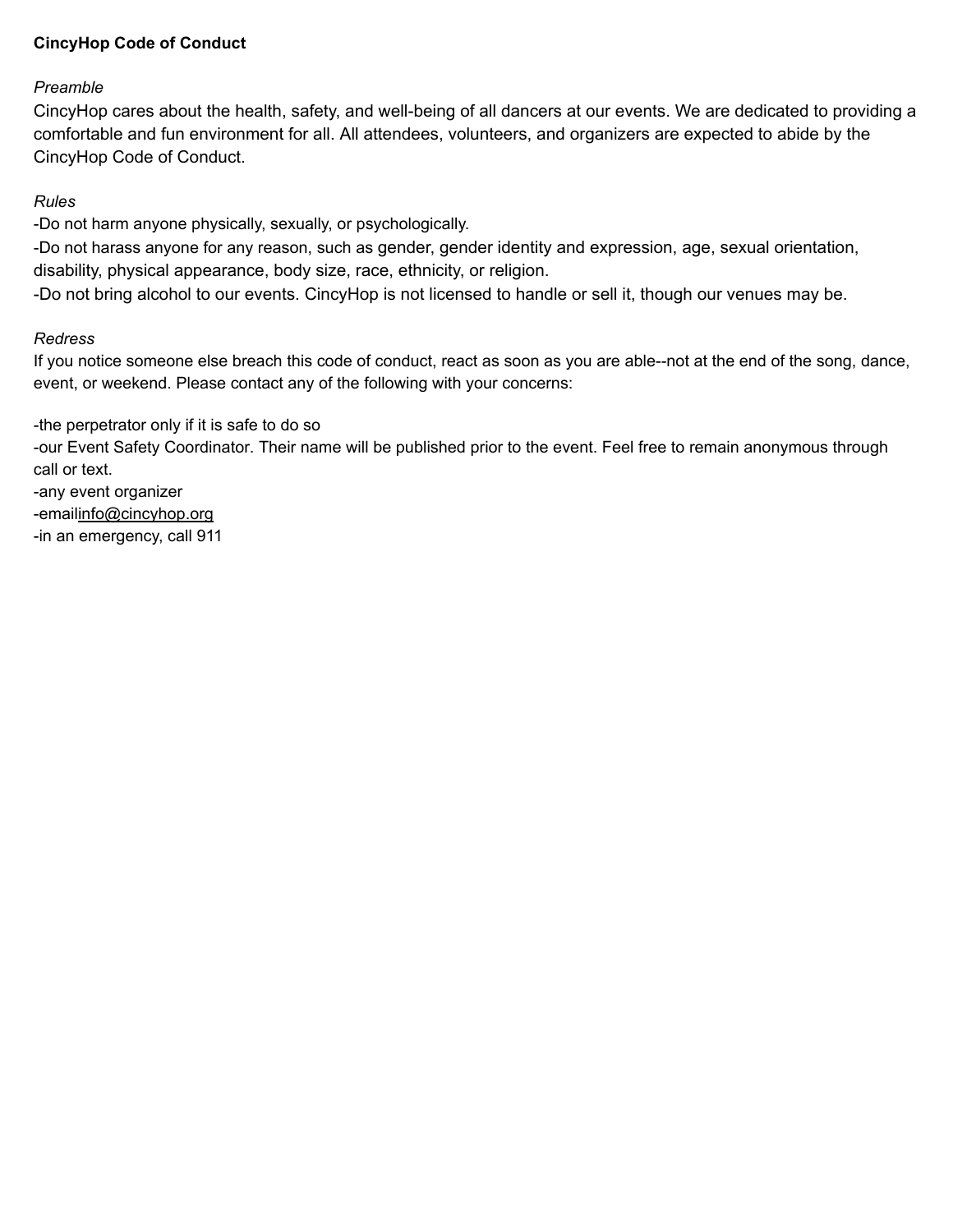**CincyHop Code of Conduct**

*Preamble*

CincyHop cares about the health, safety, and well-being of all dancers at our events. We are dedicated to providing a comfortable and fun environment for all. All attendees, volunteers, and organizers are expected to abide by the CincyHop Code of Conduct.

*Rules*

-Do not harm anyone physically, sexually, or psychologically.
-Do not harass anyone for any reason, such as gender, gender identity and expression, age, sexual orientation, disability, physical appearance, body size, race, ethnicity, or religion.
-Do not bring alcohol to our events. CincyHop is not licensed to handle or sell it, though our venues may be.

*Redress*

If you notice someone else breach this code of conduct, react as soon as you are able--not at the end of the song, dance, event, or weekend. Please contact any of the following with your concerns:

-the perpetrator only if it is safe to do so
-our Event Safety Coordinator. Their name will be published prior to the event. Feel free to remain anonymous through call or text.
-any event organizer
-emailinfo@cincyhop.org
-in an emergency, call 911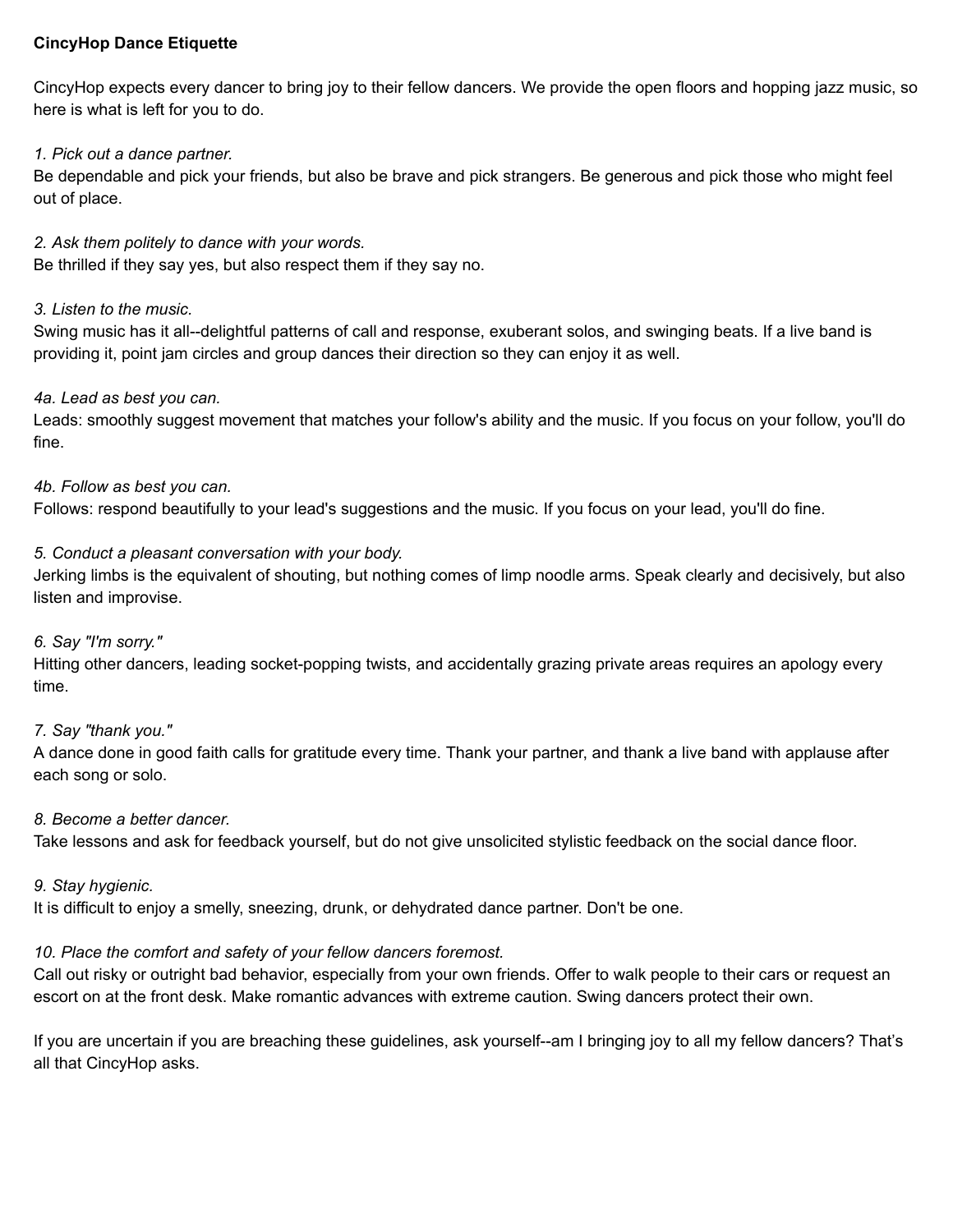**CincyHop Dance Etiquette**

CincyHop expects every dancer to bring joy to their fellow dancers. We provide the open floors and hopping jazz music, so here is what is left for you to do.

*1. Pick out a dance partner.*
Be dependable and pick your friends, but also be brave and pick strangers. Be generous and pick those who might feel out of place.

*2. Ask them politely to dance with your words.*
Be thrilled if they say yes, but also respect them if they say no.

*3. Listen to the music.*
Swing music has it all--delightful patterns of call and response, exuberant solos, and swinging beats. If a live band is providing it, point jam circles and group dances their direction so they can enjoy it as well.

*4a. Lead as best you can.*
Leads: smoothly suggest movement that matches your follow's ability and the music. If you focus on your follow, you'll do fine.

*4b. Follow as best you can.*
Follows: respond beautifully to your lead's suggestions and the music. If you focus on your lead, you'll do fine.

*5. Conduct a pleasant conversation with your body.*
Jerking limbs is the equivalent of shouting, but nothing comes of limp noodle arms. Speak clearly and decisively, but also listen and improvise.

*6. Say "I'm sorry."*
Hitting other dancers, leading socket-popping twists, and accidentally grazing private areas requires an apology every time.

*7. Say "thank you."*
A dance done in good faith calls for gratitude every time. Thank your partner, and thank a live band with applause after each song or solo.

*8. Become a better dancer.*
Take lessons and ask for feedback yourself, but do not give unsolicited stylistic feedback on the social dance floor.

*9. Stay hygienic.*
It is difficult to enjoy a smelly, sneezing, drunk, or dehydrated dance partner. Don't be one.

*10. Place the comfort and safety of your fellow dancers foremost.*
Call out risky or outright bad behavior, especially from your own friends. Offer to walk people to their cars or request an escort on at the front desk. Make romantic advances with extreme caution. Swing dancers protect their own.

If you are uncertain if you are breaching these guidelines, ask yourself--am I bringing joy to all my fellow dancers? That's all that CincyHop asks.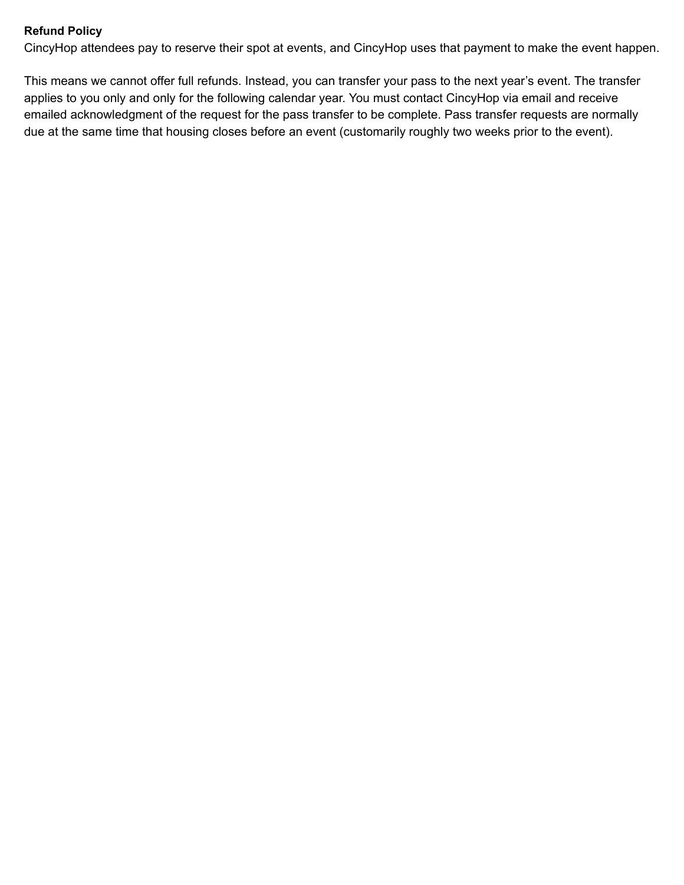**Refund Policy**

CincyHop attendees pay to reserve their spot at events, and CincyHop uses that payment to make the event happen.

This means we cannot offer full refunds. Instead, you can transfer your pass to the next year's event. The transfer applies to you only and only for the following calendar year. You must contact CincyHop via email and receive emailed acknowledgment of the request for the pass transfer to be complete. Pass transfer requests are normally due at the same time that housing closes before an event (customarily roughly two weeks prior to the event).